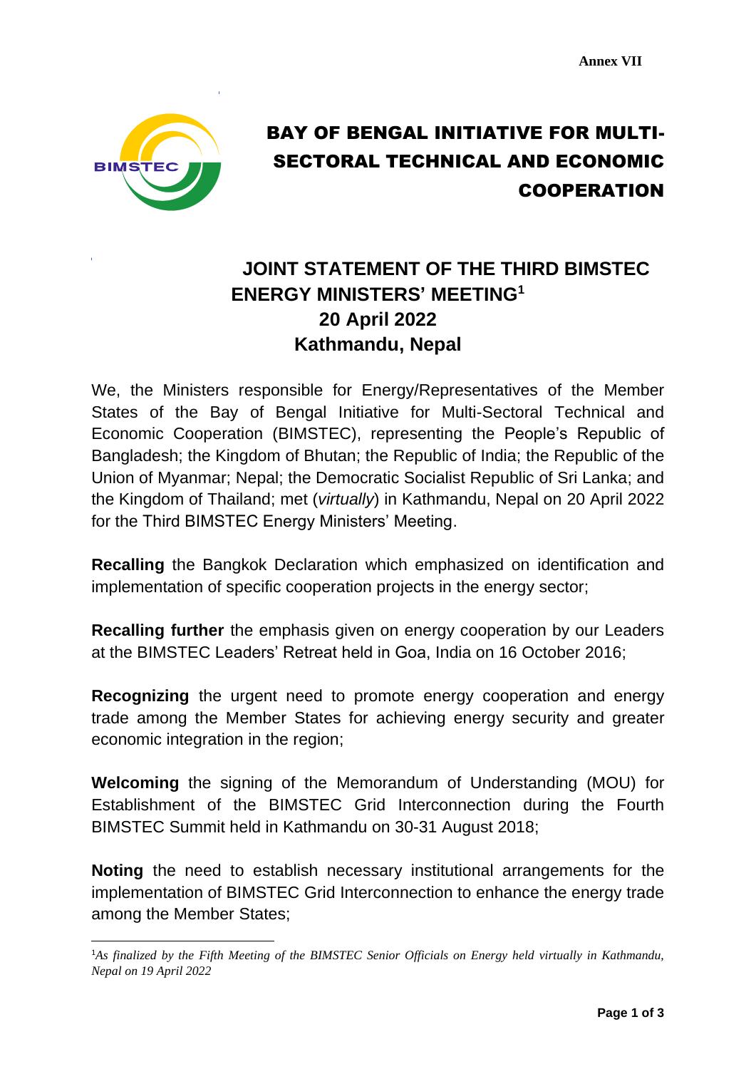Annex VII

# BAY OF BENGAL INITIATIVE FOR MULTI-SECTORAL TECHNICAL AND ECONOMIC COOPERATION

## JOINT STATEMENT OF THE THIRD BIMSTEC ENERGY MINISTERS' MEETING[1]
## 20 April 2022
## Kathmandu, Nepal

We, the Ministers responsible for Energy/Representatives of the Member States of the Bay of Bengal Initiative for Multi-Sectoral Technical and Economic Cooperation (BIMSTEC), representing the People's Republic of Bangladesh; the Kingdom of Bhutan; the Republic of India; the Republic of the Union of Myanmar; Nepal; the Democratic Socialist Republic of Sri Lanka; and the Kingdom of Thailand; met (*virtually*) in Kathmandu, Nepal on 20 April 2022 for the Third BIMSTEC Energy Ministers' Meeting.

**Recalling** the Bangkok Declaration which emphasized on identification and implementation of specific cooperation projects in the energy sector;

**Recalling further** the emphasis given on energy cooperation by our Leaders at the BIMSTEC Leaders' Retreat held in Goa, India on 16 October 2016;

**Recognizing** the urgent need to promote energy cooperation and energy trade among the Member States for achieving energy security and greater economic integration in the region;

**Welcoming** the signing of the Memorandum of Understanding (MOU) for Establishment of the BIMSTEC Grid Interconnection during the Fourth BIMSTEC Summit held in Kathmandu on 30-31 August 2018;

**Noting** the need to establish necessary institutional arrangements for the implementation of BIMSTEC Grid Interconnection to enhance the energy trade among the Member States;

---

[1] *As finalized by the Fifth Meeting of the BIMSTEC Senior Officials on Energy held virtually in Kathmandu, Nepal on 19 April 2022*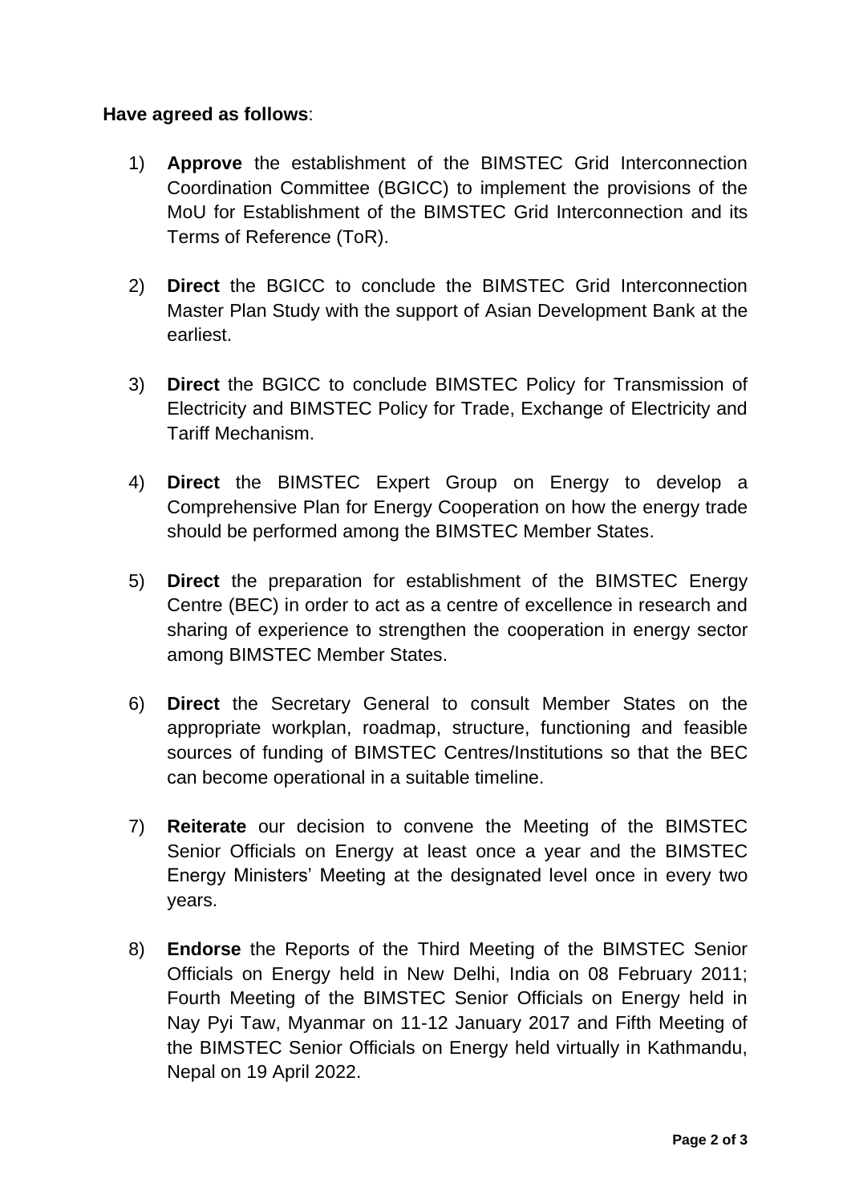**Have agreed as follows**:

1) **Approve** the establishment of the BIMSTEC Grid Interconnection Coordination Committee (BGICC) to implement the provisions of the MoU for Establishment of the BIMSTEC Grid Interconnection and its Terms of Reference (ToR).

2) **Direct** the BGICC to conclude the BIMSTEC Grid Interconnection Master Plan Study with the support of Asian Development Bank at the earliest.

3) **Direct** the BGICC to conclude BIMSTEC Policy for Transmission of Electricity and BIMSTEC Policy for Trade, Exchange of Electricity and Tariff Mechanism.

4) **Direct** the BIMSTEC Expert Group on Energy to develop a Comprehensive Plan for Energy Cooperation on how the energy trade should be performed among the BIMSTEC Member States.

5) **Direct** the preparation for establishment of the BIMSTEC Energy Centre (BEC) in order to act as a centre of excellence in research and sharing of experience to strengthen the cooperation in energy sector among BIMSTEC Member States.

6) **Direct** the Secretary General to consult Member States on the appropriate workplan, roadmap, structure, functioning and feasible sources of funding of BIMSTEC Centres/Institutions so that the BEC can become operational in a suitable timeline.

7) **Reiterate** our decision to convene the Meeting of the BIMSTEC Senior Officials on Energy at least once a year and the BIMSTEC Energy Ministers' Meeting at the designated level once in every two years.

8) **Endorse** the Reports of the Third Meeting of the BIMSTEC Senior Officials on Energy held in New Delhi, India on 08 February 2011; Fourth Meeting of the BIMSTEC Senior Officials on Energy held in Nay Pyi Taw, Myanmar on 11-12 January 2017 and Fifth Meeting of the BIMSTEC Senior Officials on Energy held virtually in Kathmandu, Nepal on 19 April 2022.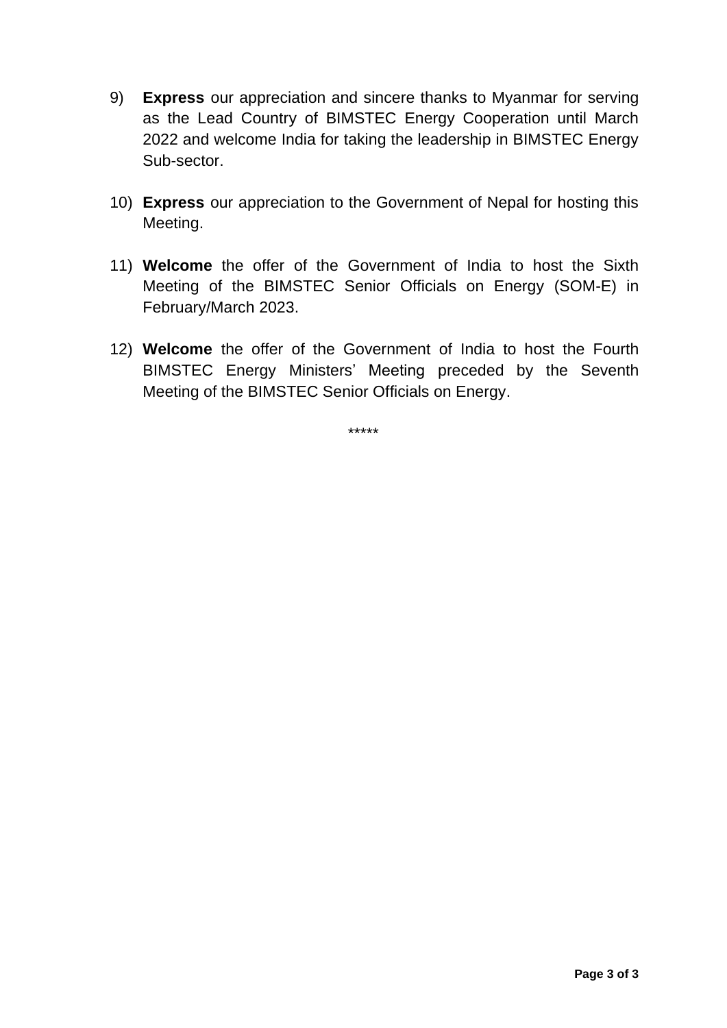9) **Express** our appreciation and sincere thanks to Myanmar for serving as the Lead Country of BIMSTEC Energy Cooperation until March 2022 and welcome India for taking the leadership in BIMSTEC Energy Sub-sector.

10) **Express** our appreciation to the Government of Nepal for hosting this Meeting.

11) **Welcome** the offer of the Government of India to host the Sixth Meeting of the BIMSTEC Senior Officials on Energy (SOM-E) in February/March 2023.

12) **Welcome** the offer of the Government of India to host the Fourth BIMSTEC Energy Ministers' Meeting preceded by the Seventh Meeting of the BIMSTEC Senior Officials on Energy.

*****